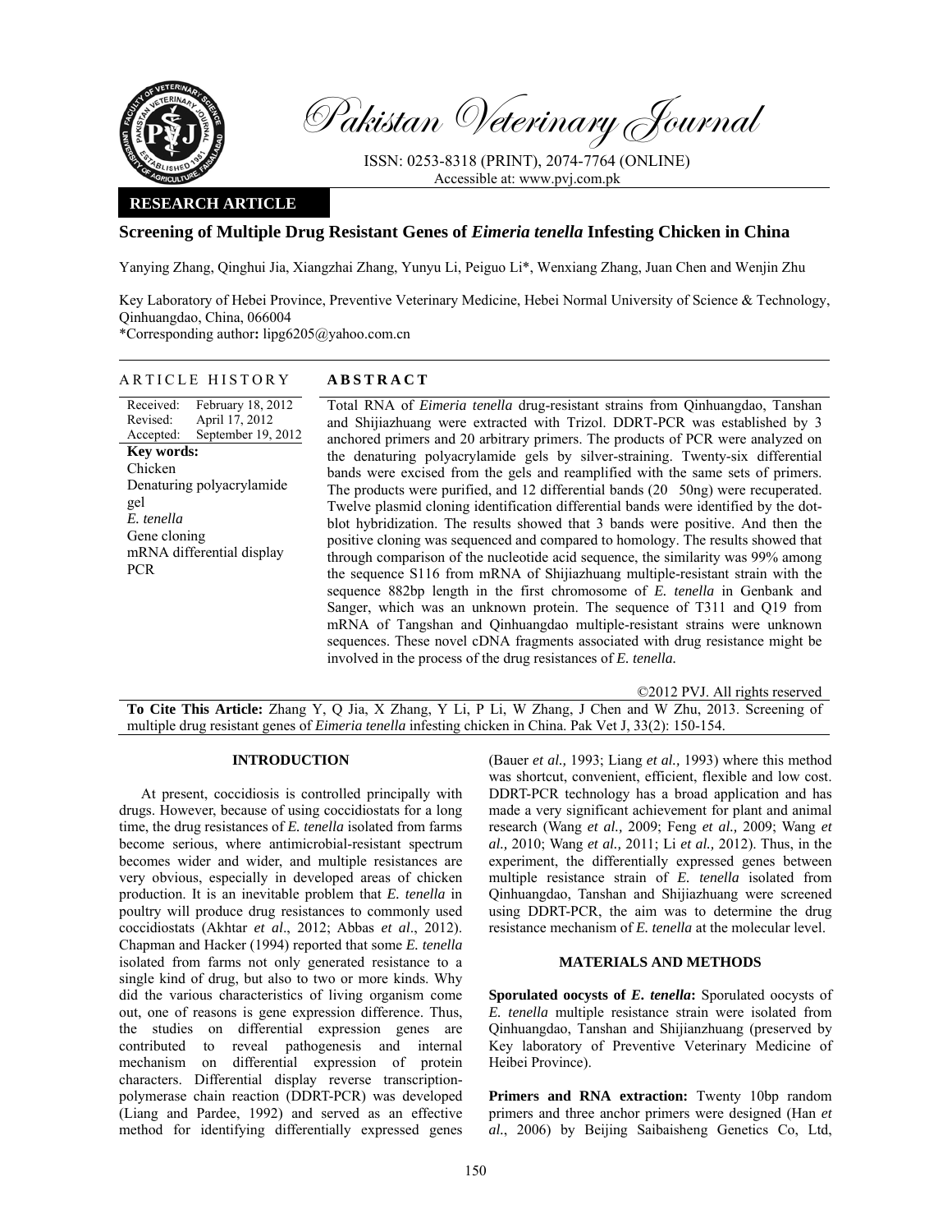Pakistan Veterinary Journal

ISSN: 0253-8318 (PRINT), 2074-7764 (ONLINE)
Accessible at: www.pvj.com.pk

**RESEARCH ARTICLE**

# Screening of Multiple Drug Resistant Genes of *Eimeria tenella* Infesting Chicken in China

Yanying Zhang, Qinghui Jia, Xiangzhai Zhang, Yunyu Li, Peiguo Li*, Wenxiang Zhang, Juan Chen and Wenjin Zhu

Key Laboratory of Hebei Province, Preventive Veterinary Medicine, Hebei Normal University of Science & Technology, Qinhuangdao, China, 066004

*Corresponding author**:** lipg6205@yahoo.com.cn

## ARTICLE HISTORY

Received: February 18, 2012
Revised: April 17, 2012
Accepted: September 19, 2012

**Key words:**
Chicken
Denaturing polyacrylamide gel
*E. tenella*
Gene cloning
mRNA differential display PCR

## ABSTRACT

Total RNA of *Eimeria tenella* drug-resistant strains from Qinhuangdao, Tanshan and Shijiazhuang were extracted with Trizol. DDRT-PCR was established by 3 anchored primers and 20 arbitrary primers. The products of PCR were analyzed on the denaturing polyacrylamide gels by silver-straining. Twenty-six differential bands were excised from the gels and reamplified with the same sets of primers. The products were purified, and 12 differential bands (20 50ng) were recuperated. Twelve plasmid cloning identification differential bands were identified by the dot-blot hybridization. The results showed that 3 bands were positive. And then the positive cloning was sequenced and compared to homology. The results showed that through comparison of the nucleotide acid sequence, the similarity was 99% among the sequence S116 from mRNA of Shijiazhuang multiple-resistant strain with the sequence 882bp length in the first chromosome of *E. tenella* in Genbank and Sanger, which was an unknown protein. The sequence of T311 and Q19 from mRNA of Tangshan and Qinhuangdao multiple-resistant strains were unknown sequences. These novel cDNA fragments associated with drug resistance might be involved in the process of the drug resistances of *E. tenella.*

©2012 PVJ. All rights reserved

**To Cite This Article:** Zhang Y, Q Jia, X Zhang, Y Li, P Li, W Zhang, J Chen and W Zhu, 2013. Screening of multiple drug resistant genes of *Eimeria tenella* infesting chicken in China. Pak Vet J, 33(2): 150-154.

## INTRODUCTION

At present, coccidiosis is controlled principally with drugs. However, because of using coccidiostats for a long time, the drug resistances of *E. tenella* isolated from farms become serious, where antimicrobial-resistant spectrum becomes wider and wider, and multiple resistances are very obvious, especially in developed areas of chicken production. It is an inevitable problem that *E. tenella* in poultry will produce drug resistances to commonly used coccidiostats (Akhtar *et al*., 2012; Abbas *et al*., 2012). Chapman and Hacker (1994) reported that some *E. tenella* isolated from farms not only generated resistance to a single kind of drug, but also to two or more kinds. Why did the various characteristics of living organism come out, one of reasons is gene expression difference. Thus, the studies on differential expression genes are contributed to reveal pathogenesis and internal mechanism on differential expression of protein characters. Differential display reverse transcription-polymerase chain reaction (DDRT-PCR) was developed (Liang and Pardee, 1992) and served as an effective method for identifying differentially expressed genes (Bauer *et al.,* 1993; Liang *et al.,* 1993) where this method was shortcut, convenient, efficient, flexible and low cost. DDRT-PCR technology has a broad application and has made a very significant achievement for plant and animal research (Wang *et al.,* 2009; Feng *et al.,* 2009; Wang *et al.,* 2010; Wang *et al.,* 2011; Li *et al.,* 2012). Thus, in the experiment, the differentially expressed genes between multiple resistance strain of *E. tenella* isolated from Qinhuangdao, Tanshan and Shijiazhuang were screened using DDRT-PCR, the aim was to determine the drug resistance mechanism of *E. tenella* at the molecular level.

## MATERIALS AND METHODS

**Sporulated oocysts of** ***E. tenella*****:** Sporulated oocysts of *E. tenella* multiple resistance strain were isolated from Qinhuangdao, Tanshan and Shijianzhuang (preserved by Key laboratory of Preventive Veterinary Medicine of Heibei Province).

**Primers and RNA extraction:** Twenty 10bp random primers and three anchor primers were designed (Han *et al*., 2006) by Beijing Saibaisheng Genetics Co, Ltd,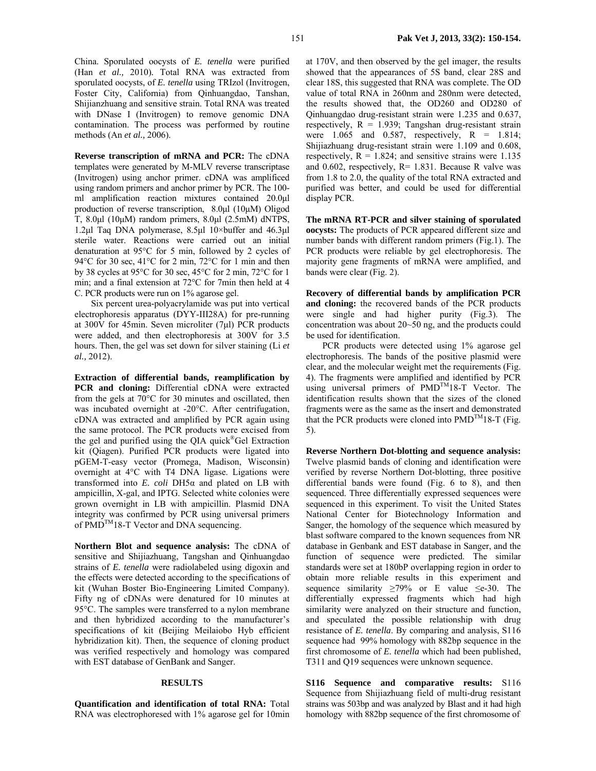China. Sporulated oocysts of *E. tenella* were purified (Han *et al.,* 2010). Total RNA was extracted from sporulated oocysts, of *E. tenella* using TRIzol (Invitrogen, Foster City, California) from Qinhuangdao, Tanshan, Shijianzhuang and sensitive strain. Total RNA was treated with DNase I (Invitrogen) to remove genomic DNA contamination. The process was performed by routine methods (An *et al.,* 2006).

**Reverse transcription of mRNA and PCR:** The cDNA templates were generated by M-MLV reverse transcriptase (Invitrogen) using anchor primer. cDNA was amplified using random primers and anchor primer by PCR. The 100-ml amplification reaction mixtures contained 20.0μl production of reverse transcription, 8.0μl (10μM) Oligod T, 8.0μl (10μM) random primers, 8.0μl (2.5mM) dNTPS, 1.2μl Taq DNA polymerase, 8.5μl 10×buffer and 46.3μl sterile water. Reactions were carried out an initial denaturation at 95°C for 5 min, followed by 2 cycles of 94°C for 30 sec, 41°C for 2 min, 72°C for 1 min and then by 38 cycles at 95°C for 30 sec, 45°C for 2 min, 72°C for 1 min; and a final extension at 72°C for 7min then held at 4 C. PCR products were run on 1% agarose gel.

Six percent urea-polyacrylamide was put into vertical electrophoresis apparatus (DYY-III28A) for pre-running at 300V for 45min. Seven microliter (7μl) PCR products were added, and then electrophoresis at 300V for 3.5 hours. Then, the gel was set down for silver staining (Li *et al.,* 2012).

**Extraction of differential bands, reamplification by PCR and cloning:** Differential cDNA were extracted from the gels at 70°C for 30 minutes and oscillated, then was incubated overnight at -20°C. After centrifugation, cDNA was extracted and amplified by PCR again using the same protocol. The PCR products were excised from the gel and purified using the QIA quick®Gel Extraction kit (Qiagen). Purified PCR products were ligated into pGEM-T-easy vector (Promega, Madison, Wisconsin) overnight at 4°C with T4 DNA ligase. Ligations were transformed into *E. coli* DH5α and plated on LB with ampicillin, X-gal, and IPTG. Selected white colonies were grown overnight in LB with ampicillin. Plasmid DNA integrity was confirmed by PCR using universal primers of PMD™18-T Vector and DNA sequencing.

**Northern Blot and sequence analysis:** The cDNA of sensitive and Shijiazhuang, Tangshan and Qinhuangdao strains of *E. tenella* were radiolabeled using digoxin and the effects were detected according to the specifications of kit (Wuhan Boster Bio-Engineering Limited Company). Fifty ng of cDNAs were denatured for 10 minutes at 95°C. The samples were transferred to a nylon membrane and then hybridized according to the manufacturer's specifications of kit (Beijing Meilaiobo Hyb efficient hybridization kit). Then, the sequence of cloning product was verified respectively and homology was compared with EST database of GenBank and Sanger.

## RESULTS

**Quantification and identification of total RNA:** Total RNA was electrophoresed with 1% agarose gel for 10min at 170V, and then observed by the gel imager, the results showed that the appearances of 5S band, clear 28S and clear 18S, this suggested that RNA was complete. The OD value of total RNA in 260nm and 280nm were detected, the results showed that, the OD260 and OD280 of Qinhuangdao drug-resistant strain were 1.235 and 0.637, respectively, R = 1.939; Tangshan drug-resistant strain were 1.065 and 0.587, respectively, R = 1.814; Shijiazhuang drug-resistant strain were 1.109 and 0.608, respectively, R = 1.824; and sensitive strains were 1.135 and 0.602, respectively, R= 1.831. Because R valve was from 1.8 to 2.0, the quality of the total RNA extracted and purified was better, and could be used for differential display PCR.

**The mRNA RT-PCR and silver staining of sporulated oocysts:** The products of PCR appeared different size and number bands with different random primers (Fig.1). The PCR products were reliable by gel electrophoresis. The majority gene fragments of mRNA were amplified, and bands were clear (Fig. 2).

**Recovery of differential bands by amplification PCR and cloning:** the recovered bands of the PCR products were single and had higher purity (Fig.3). The concentration was about 20~50 ng, and the products could be used for identification.

PCR products were detected using 1% agarose gel electrophoresis. The bands of the positive plasmid were clear, and the molecular weight met the requirements (Fig. 4). The fragments were amplified and identified by PCR using universal primers of PMD™18-T Vector. The identification results shown that the sizes of the cloned fragments were as the same as the insert and demonstrated that the PCR products were cloned into PMD™18-T (Fig. 5).

**Reverse Northern Dot-blotting and sequence analysis:** Twelve plasmid bands of cloning and identification were verified by reverse Northern Dot-blotting, three positive differential bands were found (Fig. 6 to 8), and then sequenced. Three differentially expressed sequences were sequenced in this experiment. To visit the United States National Center for Biotechnology Information and Sanger, the homology of the sequence which measured by blast software compared to the known sequences from NR database in Genbank and EST database in Sanger, and the function of sequence were predicted. The similar standards were set at 180bP overlapping region in order to obtain more reliable results in this experiment and sequence similarity ≥79% or E value ≤e-30. The differentially expressed fragments which had high similarity were analyzed on their structure and function, and speculated the possible relationship with drug resistance of *E. tenella*. By comparing and analysis, S116 sequence had 99% homology with 882bp sequence in the first chromosome of *E. tenella* which had been published, T311 and Q19 sequences were unknown sequence.

**S116 Sequence and comparative results:** S116 Sequence from Shijiazhuang field of multi-drug resistant strains was 503bp and was analyzed by Blast and it had high homology with 882bp sequence of the first chromosome of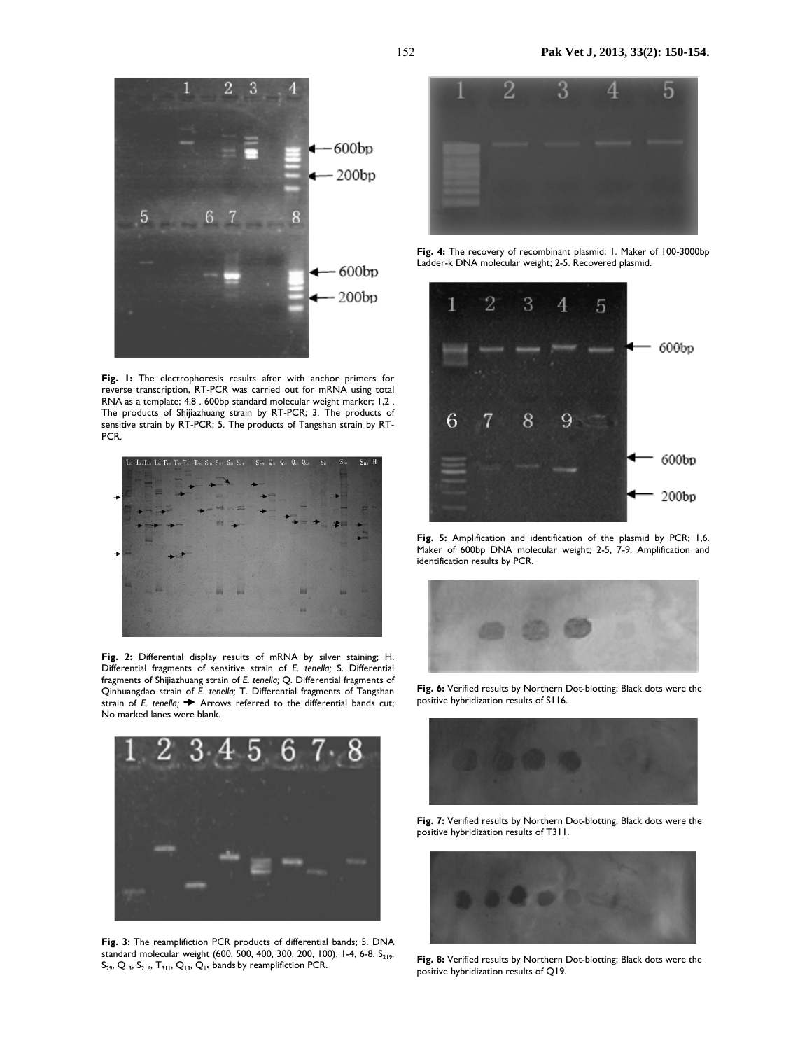**Fig. 1:** The electrophoresis results after with anchor primers for reverse transcription, RT-PCR was carried out for mRNA using total RNA as a template; 4,8 . 600bp standard molecular weight marker; 1,2 . The products of Shijiazhuang strain by RT-PCR; 3. The products of sensitive strain by RT-PCR; 5. The products of Tangshan strain by RT-PCR.

**Fig. 2:** Differential display results of mRNA by silver staining; H. Differential fragments of sensitive strain of *E. tenella;* S. Differential fragments of Shijiazhuang strain of *E. tenella;* Q. Differential fragments of Qinhuangdao strain of *E. tenella;* T. Differential fragments of Tangshan strain of *E. tenella;* ➔ Arrows referred to the differential bands cut; No marked lanes were blank.

**Fig. 3**: The reampliflction PCR products of differential bands; 5. DNA standard molecular weight (600, 500, 400, 300, 200, 100); 1-4, 6-8. $S_{219}$, $S_{29}$, $Q_{13}$, $S_{216}$, $T_{311}$, $Q_{19}$, $Q_{15}$ bands by reampliflction PCR.

**Fig. 4:** The recovery of recombinant plasmid; 1. Maker of 100-3000bp Ladder-k DNA molecular weight; 2-5. Recovered plasmid.

**Fig. 5:** Amplification and identification of the plasmid by PCR; 1,6. Maker of 600bp DNA molecular weight; 2-5, 7-9. Amplification and identification results by PCR.

**Fig. 6:** Verified results by Northern Dot-blotting; Black dots were the positive hybridization results of S116.

**Fig. 7:** Verified results by Northern Dot-blotting; Black dots were the positive hybridization results of T311.

**Fig. 8:** Verified results by Northern Dot-blotting; Black dots were the positive hybridization results of Q19.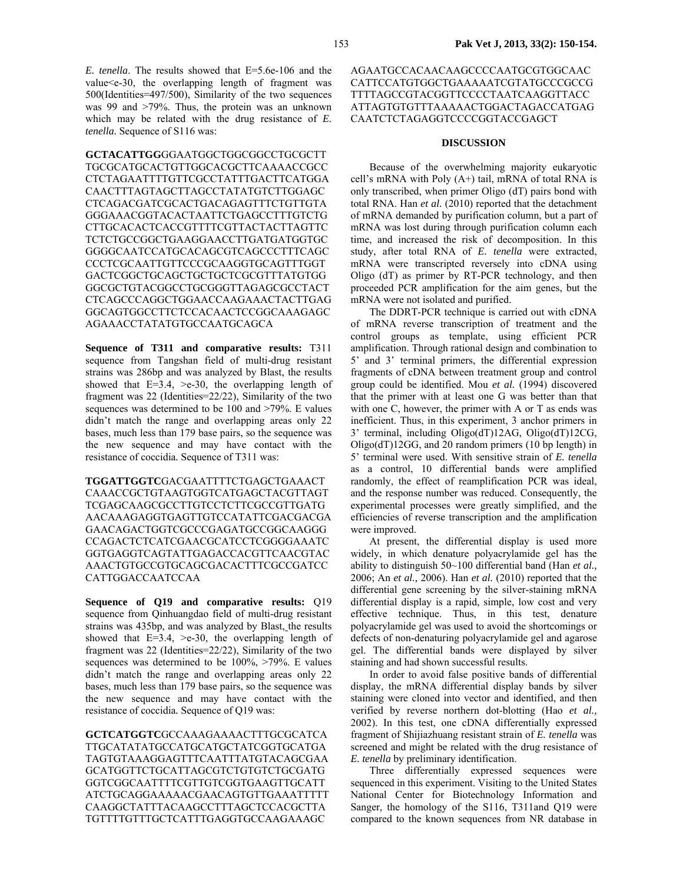*E. tenella*. The results showed that E=5.6e-106 and the value<e-30, the overlapping length of fragment was 500(Identities=497/500), Similarity of the two sequences was 99 and >79%. Thus, the protein was an unknown which may be related with the drug resistance of *E. tenella*. Sequence of S116 was:

**GCTACATTGG**GGAATGGCTGGCGGCCTGCGCTT TGCGCATGCACTGTTGGCACGCTTCAAAACCGCC CTCTAGAATTTTGTTCGCCTATTTGACTTCATGGA CAACTTTAGTAGCTTAGCCTATATGTCTTGGAGC CTCAGACGATCGCACTGACAGAGTTTCTGTTGTA GGGAAACGGTACACTAATTCTGAGCCTTTGTCTG CTTGCACACTCACCGTTTTCGTTACTACTTAGTTC TCTCTGCCGGCTGAAGGAACCTTGATGATGGTGC GGGGCAATCCATGCACAGCGTCAGCCCTTTCAGC CCCTCGCAATTGTTCCCGCAAGGTGCAGTTTGGT GACTCGGCTGCAGCTGCTGCTCGCGTTTATGTGG GGCGCTGTACGGCCTGCGGGTTAGAGCGCCTACT CTCAGCCCAGGCTGGAACCAAGAAACTACTTGAG GGCAGTGGCCTTCTCCACAACTCCGGCAAAGAGC AGAAACCTATATGTGCCAATGCAGCA

**Sequence of T311 and comparative results:** T311 sequence from Tangshan field of multi-drug resistant strains was 286bp and was analyzed by Blast, the results showed that E=3.4, >e-30, the overlapping length of fragment was 22 (Identities=22/22), Similarity of the two sequences was determined to be 100 and >79%. E values didn't match the range and overlapping areas only 22 bases, much less than 179 base pairs, so the sequence was the new sequence and may have contact with the resistance of coccidia. Sequence of T311 was:

**TGGATTGGTC**GACGAATTTTCTGAGCTGAAACT CAAACCGCTGTAAGTGGTCATGAGCTACGTTAGT TCGAGCAAGCGCCTTGTCCTCTTCGCCGTTGATG AACAAAGAGGTGAGTTGTCCATATTCGACGACGA GAACAGACTGGTCGCCCGAGATGCCGGCAAGGG CCAGACTCTCATCGAACGCATCCTCGGGGAAATC GGTGAGGTCAGTATTGAGACCACGTTCAACGTAC AAACTGTGCCGTGCAGCGACACTTTCGCCGATCC CATTGGACCAATCCAA

**Sequence of Q19 and comparative results:** Q19 sequence from Qinhuangdao field of multi-drug resistant strains was 435bp, and was analyzed by Blast, the results showed that E=3.4, >e-30, the overlapping length of fragment was 22 (Identities=22/22), Similarity of the two sequences was determined to be 100%, >79%. E values didn't match the range and overlapping areas only 22 bases, much less than 179 base pairs, so the sequence was the new sequence and may have contact with the resistance of coccidia. Sequence of Q19 was:

**GCTCATGGTC**GCCAAAGAAAACTTTGCGCATCA TTGCATATATGCCATGCATGCTATCGGTGCATGA TAGTGTAAAGGAGTTTCAATTTATGTACAGCGAA GCATGGTTCTGCATTAGCGTCTGTGTCTGCGATG GGTCGGCAATTTTCGTTGTCGGTGAAGTTGCATT ATCTGCAGGAAAAACGAACAGTGTTGAAATTTTT CAAGGCTATTTACAAGCCTTTAGCTCCACGCTTA TGTTTTGTTTGCTCATTTGAGGTGCCAAGAAAGC AGAATGCCACAACAAGCCCCAATGCGTGGCAAC CATTCCATGTGGCTGAAAAAATCGTATGCCCGCCG TTTTAGCCGTACGGTTCCCCTAATCAAGGTTACC ATTAGTGTGTTTAAAAACTGGACTAGACCATGAG CAATCTCTAGAGGTCCCCGGTACCGAGCT

## DISCUSSION

Because of the overwhelming majority eukaryotic cell's mRNA with Poly (A+) tail, mRNA of total RNA is only transcribed, when primer Oligo (dT) pairs bond with total RNA. Han *et al.* (2010) reported that the detachment of mRNA demanded by purification column, but a part of mRNA was lost during through purification column each time, and increased the risk of decomposition. In this study, after total RNA of *E. tenella* were extracted, mRNA were transcripted reversely into cDNA using Oligo (dT) as primer by RT-PCR technology, and then proceeded PCR amplification for the aim genes, but the mRNA were not isolated and purified.

The DDRT-PCR technique is carried out with cDNA of mRNA reverse transcription of treatment and the control groups as template, using efficient PCR amplification. Through rational design and combination to 5' and 3' terminal primers, the differential expression fragments of cDNA between treatment group and control group could be identified. Mou *et al.* (1994) discovered that the primer with at least one G was better than that with one C, however, the primer with A or T as ends was inefficient. Thus, in this experiment, 3 anchor primers in 3' terminal, including Oligo(dT)12AG, Oligo(dT)12CG, Oligo(dT)12GG, and 20 random primers (10 bp length) in 5' terminal were used. With sensitive strain of *E. tenella* as a control, 10 differential bands were amplified randomly, the effect of reamplification PCR was ideal, and the response number was reduced. Consequently, the experimental processes were greatly simplified, and the efficiencies of reverse transcription and the amplification were improved.

At present, the differential display is used more widely, in which denature polyacrylamide gel has the ability to distinguish 50~100 differential band (Han *et al.,* 2006; An *et al.,* 2006). Han *et al.* (2010) reported that the differential gene screening by the silver-staining mRNA differential display is a rapid, simple, low cost and very effective technique. Thus, in this test, denature polyacrylamide gel was used to avoid the shortcomings or defects of non-denaturing polyacrylamide gel and agarose gel. The differential bands were displayed by silver staining and had shown successful results.

In order to avoid false positive bands of differential display, the mRNA differential display bands by silver staining were cloned into vector and identified, and then verified by reverse northern dot-blotting (Hao *et al.,* 2002). In this test, one cDNA differentially expressed fragment of Shijiazhuang resistant strain of *E. tenella* was screened and might be related with the drug resistance of *E. tenella* by preliminary identification.

Three differentially expressed sequences were sequenced in this experiment. Visiting to the United States National Center for Biotechnology Information and Sanger, the homology of the S116, T311and Q19 were compared to the known sequences from NR database in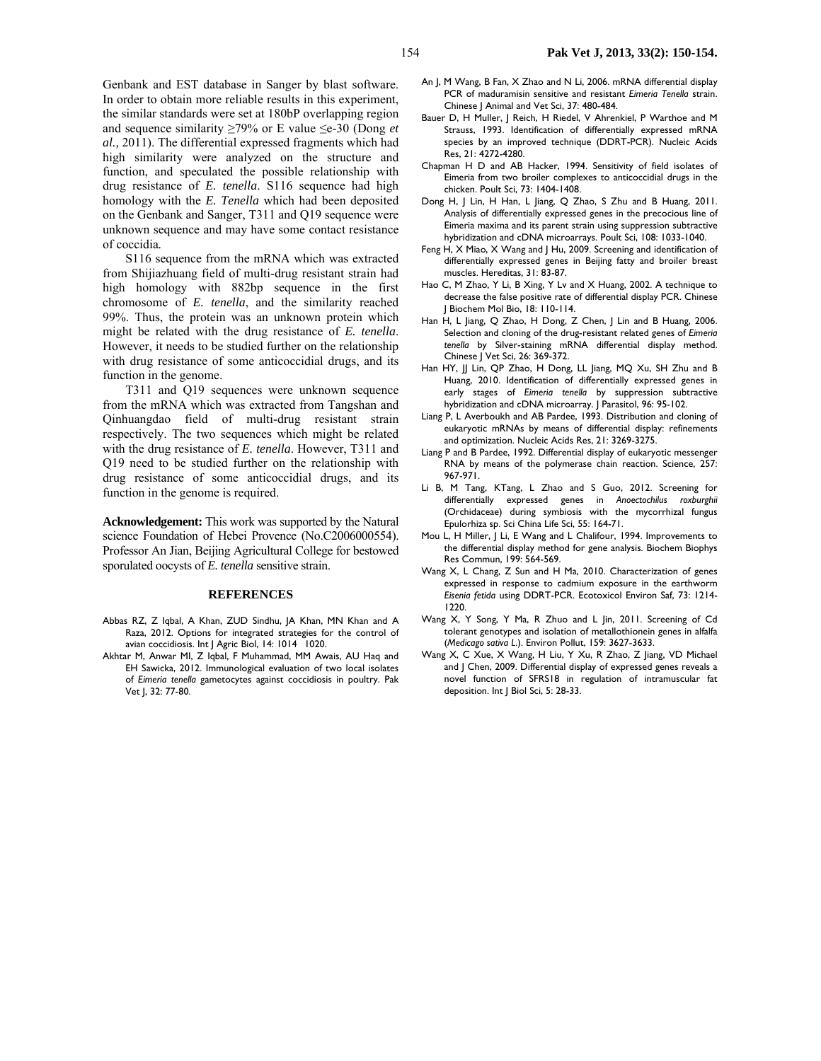Genbank and EST database in Sanger by blast software. In order to obtain more reliable results in this experiment, the similar standards were set at 180bP overlapping region and sequence similarity ≥79% or E value ≤e-30 (Dong *et al.,* 2011). The differential expressed fragments which had high similarity were analyzed on the structure and function, and speculated the possible relationship with drug resistance of *E. tenella*. S116 sequence had high homology with the *E. Tenella* which had been deposited on the Genbank and Sanger, T311 and Q19 sequence were unknown sequence and may have some contact resistance of coccidia.

S116 sequence from the mRNA which was extracted from Shijiazhuang field of multi-drug resistant strain had high homology with 882bp sequence in the first chromosome of *E. tenella*, and the similarity reached 99%. Thus, the protein was an unknown protein which might be related with the drug resistance of *E. tenella*. However, it needs to be studied further on the relationship with drug resistance of some anticoccidial drugs, and its function in the genome.

T311 and Q19 sequences were unknown sequence from the mRNA which was extracted from Tangshan and Qinhuangdao field of multi-drug resistant strain respectively. The two sequences which might be related with the drug resistance of *E. tenella*. However, T311 and Q19 need to be studied further on the relationship with drug resistance of some anticoccidial drugs, and its function in the genome is required.

**Acknowledgement:** This work was supported by the Natural science Foundation of Hebei Provence (No.C2006000554). Professor An Jian, Beijing Agricultural College for bestowed sporulated oocysts of *E. tenella* sensitive strain.

## REFERENCES

Abbas RZ, Z Iqbal, A Khan, ZUD Sindhu, JA Khan, MN Khan and A Raza, 2012. Options for integrated strategies for the control of avian coccidiosis. Int J Agric Biol, 14: 1014 1020.

Akhtar M, Anwar MI, Z Iqbal, F Muhammad, MM Awais, AU Haq and EH Sawicka, 2012. Immunological evaluation of two local isolates of *Eimeria tenella* gametocytes against coccidiosis in poultry. Pak Vet J, 32: 77-80.

An J, M Wang, B Fan, X Zhao and N Li, 2006. mRNA differential display PCR of maduramisin sensitive and resistant *Eimeria Tenella* strain. Chinese J Animal and Vet Sci, 37: 480-484.

Bauer D, H Muller, J Reich, H Riedel, V Ahrenkiel, P Warthoe and M Strauss, 1993. Identification of differentially expressed mRNA species by an improved technique (DDRT-PCR). Nucleic Acids Res, 21: 4272-4280.

Chapman H D and AB Hacker, 1994. Sensitivity of field isolates of Eimeria from two broiler complexes to anticoccidial drugs in the chicken. Poult Sci, 73: 1404-1408.

Dong H, J Lin, H Han, L Jiang, Q Zhao, S Zhu and B Huang, 2011. Analysis of differentially expressed genes in the precocious line of Eimeria maxima and its parent strain using suppression subtractive hybridization and cDNA microarrays. Poult Sci, 108: 1033-1040.

Feng H, X Miao, X Wang and J Hu, 2009. Screening and identification of differentially expressed genes in Beijing fatty and broiler breast muscles. Hereditas, 31: 83-87.

Hao C, M Zhao, Y Li, B Xing, Y Lv and X Huang, 2002. A technique to decrease the false positive rate of differential display PCR. Chinese J Biochem Mol Bio, 18: 110-114.

Han H, L Jiang, Q Zhao, H Dong, Z Chen, J Lin and B Huang, 2006. Selection and cloning of the drug-resistant related genes of *Eimeria tenella* by Silver-staining mRNA differential display method. Chinese J Vet Sci, 26: 369-372.

Han HY, JJ Lin, QP Zhao, H Dong, LL Jiang, MQ Xu, SH Zhu and B Huang, 2010. Identification of differentially expressed genes in early stages of *Eimeria tenella* by suppression subtractive hybridization and cDNA microarray. J Parasitol, 96: 95-102.

Liang P, L Averboukh and AB Pardee, 1993. Distribution and cloning of eukaryotic mRNAs by means of differential display: refinements and optimization. Nucleic Acids Res, 21: 3269-3275.

Liang P and B Pardee, 1992. Differential display of eukaryotic messenger RNA by means of the polymerase chain reaction. Science, 257: 967-971.

Li B, M Tang, KTang, L Zhao and S Guo, 2012. Screening for differentially expressed genes in *Anoectochilus roxburghii* (Orchidaceae) during symbiosis with the mycorrhizal fungus Epulorhiza sp. Sci China Life Sci, 55: 164-71.

Mou L, H Miller, J Li, E Wang and L Chalifour, 1994. Improvements to the differential display method for gene analysis. Biochem Biophys Res Commun, 199: 564-569.

Wang X, L Chang, Z Sun and H Ma, 2010. Characterization of genes expressed in response to cadmium exposure in the earthworm *Eisenia fetida* using DDRT-PCR. Ecotoxicol Environ Saf, 73: 1214-1220.

Wang X, Y Song, Y Ma, R Zhuo and L Jin, 2011. Screening of Cd tolerant genotypes and isolation of metallothionein genes in alfalfa (*Medicago sativa L.*). Environ Pollut, 159: 3627-3633.

Wang X, C Xue, X Wang, H Liu, Y Xu, R Zhao, Z Jiang, VD Michael and J Chen, 2009. Differential display of expressed genes reveals a novel function of SFRS18 in regulation of intramuscular fat deposition. Int J Biol Sci, 5: 28-33.